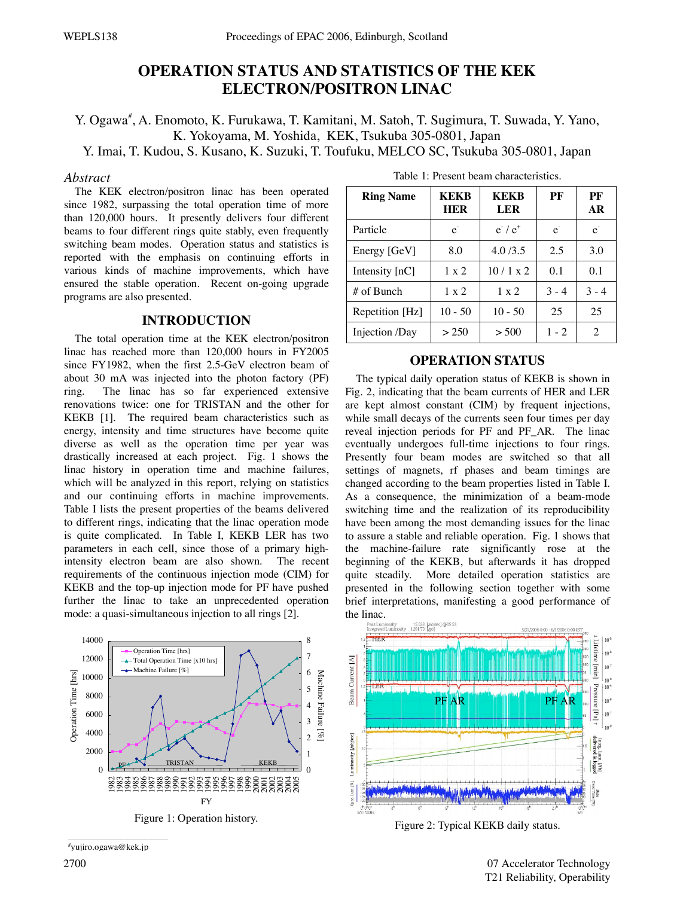# OPERATION STATUS AND STATISTICS OF THE KEK ELECTRON/POSITRON LINAC

Y. Ogawa[#], A. Enomoto, K. Furukawa, T. Kamitani, M. Satoh, T. Sugimura, T. Suwada, Y. Yano, K. Yokoyama, M. Yoshida, KEK, Tsukuba 305-0801, Japan
Y. Imai, T. Kudou, S. Kusano, K. Suzuki, T. Toufuku, MELCO SC, Tsukuba 305-0801, Japan

*Abstract*

The KEK electron/positron linac has been operated since 1982, surpassing the total operation time of more than 120,000 hours. It presently delivers four different beams to four different rings quite stably, even frequently switching beam modes. Operation status and statistics is reported with the emphasis on continuing efforts in various kinds of machine improvements, which have ensured the stable operation. Recent on-going upgrade programs are also presented.

## INTRODUCTION

The total operation time at the KEK electron/positron linac has reached more than 120,000 hours in FY2005 since FY1982, when the first 2.5-GeV electron beam of about 30 mA was injected into the photon factory (PF) ring. The linac has so far experienced extensive renovations twice: one for TRISTAN and the other for KEKB [1]. The required beam characteristics such as energy, intensity and time structures have become quite diverse as well as the operation time per year was drastically increased at each project. Fig. 1 shows the linac history in operation time and machine failures, which will be analyzed in this report, relying on statistics and our continuing efforts in machine improvements. Table I lists the present properties of the beams delivered to different rings, indicating that the linac operation mode is quite complicated. In Table I, KEKB LER has two parameters in each cell, since those of a primary high-intensity electron beam are also shown. The recent requirements of the continuous injection mode (CIM) for KEKB and the top-up injection mode for PF have pushed further the linac to take an unprecedented operation mode: a quasi-simultaneous injection to all rings [2].

Figure 1: Operation history.

Table 1: Present beam characteristics.

| Ring Name | KEKB HER | KEKB LER | PF | PF AR |
|---|---|---|---|---|
| Particle | $e^-$ | $e^-$ / $e^+$ | $e^-$ | $e^-$ |
| Energy [GeV] | 8.0 | 4.0 /3.5 | 2.5 | 3.0 |
| Intensity [nC] | 1 x 2 | 10 / 1 x 2 | 0.1 | 0.1 |
| # of Bunch | 1 x 2 | 1 x 2 | 3 - 4 | 3 - 4 |
| Repetition [Hz] | 10 - 50 | 10 - 50 | 25 | 25 |
| Injection /Day | > 250 | > 500 | 1 - 2 | 2 |

## OPERATION STATUS

The typical daily operation status of KEKB is shown in Fig. 2, indicating that the beam currents of HER and LER are kept almost constant (CIM) by frequent injections, while small decays of the currents seen four times per day reveal injection periods for PF and PF_AR. The linac eventually undergoes full-time injections to four rings. Presently four beam modes are switched so that all settings of magnets, rf phases and beam timings are changed according to the beam properties listed in Table I. As a consequence, the minimization of a beam-mode switching time and the realization of its reproducibility have been among the most demanding issues for the linac to assure a stable and reliable operation. Fig. 1 shows that the machine-failure rate significantly rose at the beginning of the KEKB, but afterwards it has dropped quite steadily. More detailed operation statistics are presented in the following section together with some brief interpretations, manifesting a good performance of the linac.

Figure 2: Typical KEKB daily status.

[#] yujiro.ogawa@kek.jp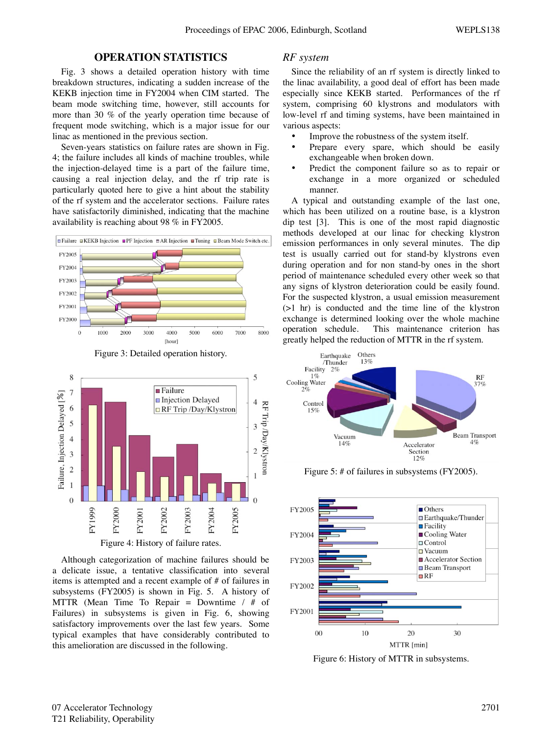## OPERATION STATISTICS

Fig. 3 shows a detailed operation history with time breakdown structures, indicating a sudden increase of the KEKB injection time in FY2004 when CIM started. The beam mode switching time, however, still accounts for more than 30 % of the yearly operation time because of frequent mode switching, which is a major issue for our linac as mentioned in the previous section.

Seven-years statistics on failure rates are shown in Fig. 4; the failure includes all kinds of machine troubles, while the injection-delayed time is a part of the failure time, causing a real injection delay, and the rf trip rate is particularly quoted here to give a hint about the stability of the rf system and the accelerator sections. Failure rates have satisfactorily diminished, indicating that the machine availability is reaching about 98 % in FY2005.

Figure 3: Detailed operation history.

Figure 4: History of failure rates.

Although categorization of machine failures should be a delicate issue, a tentative classification into several items is attempted and a recent example of # of failures in subsystems (FY2005) is shown in Fig. 5. A history of MTTR (Mean Time To Repair = Downtime / # of Failures) in subsystems is given in Fig. 6, showing satisfactory improvements over the last few years. Some typical examples that have considerably contributed to this amelioration are discussed in the following.

### *RF system*

Since the reliability of an rf system is directly linked to the linac availability, a good deal of effort has been made especially since KEKB started. Performances of the rf system, comprising 60 klystrons and modulators with low-level rf and timing systems, have been maintained in various aspects:

- Improve the robustness of the system itself.
- Prepare every spare, which should be easily exchangeable when broken down.
- Predict the component failure so as to repair or exchange in a more organized or scheduled manner.

A typical and outstanding example of the last one, which has been utilized on a routine base, is a klystron dip test [3]. This is one of the most rapid diagnostic methods developed at our linac for checking klystron emission performances in only several minutes. The dip test is usually carried out for stand-by klystrons even during operation and for non stand-by ones in the short period of maintenance scheduled every other week so that any signs of klystron deterioration could be easily found. For the suspected klystron, a usual emission measurement (>1 hr) is conducted and the time line of the klystron exchange is determined looking over the whole machine operation schedule. This maintenance criterion has greatly helped the reduction of MTTR in the rf system.

Figure 5: # of failures in subsystems (FY2005).

Figure 6: History of MTTR in subsystems.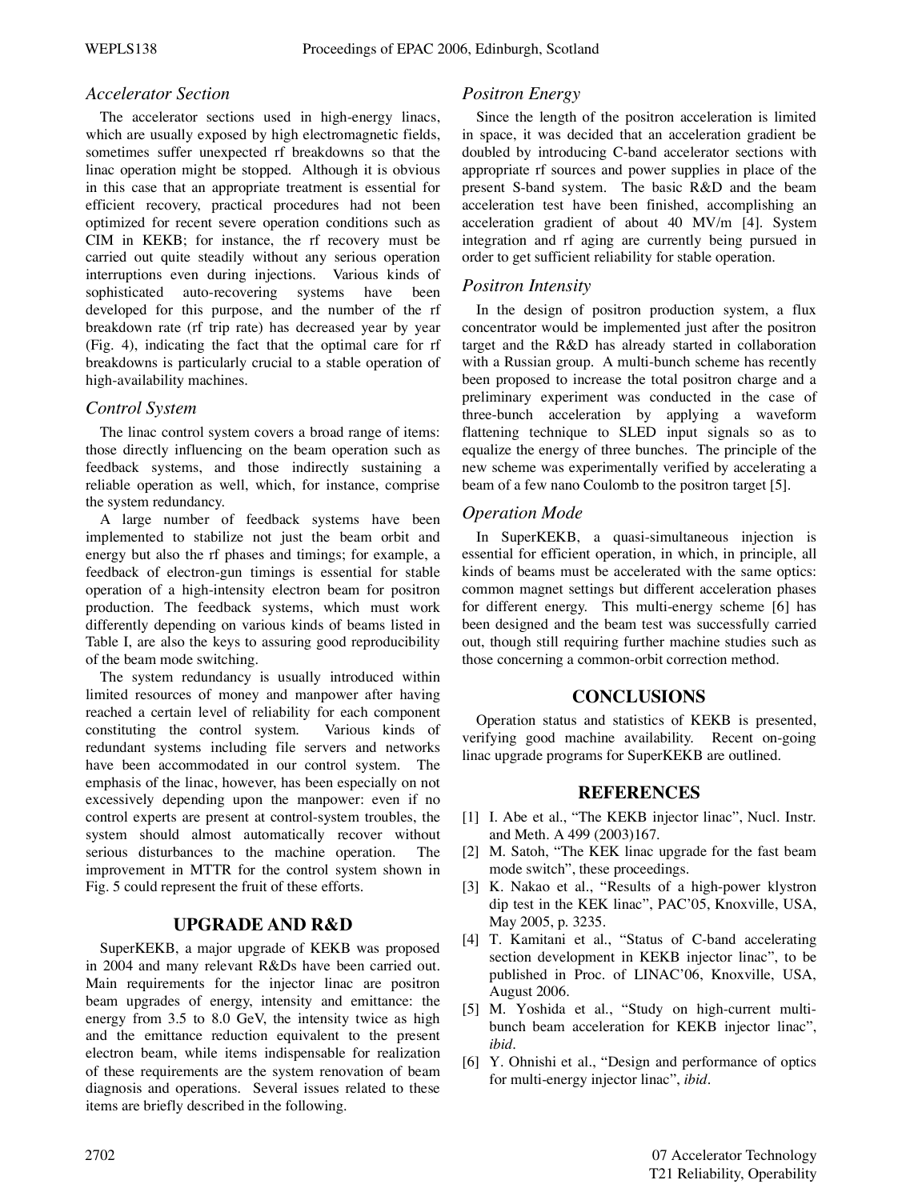### *Accelerator Section*

The accelerator sections used in high-energy linacs, which are usually exposed by high electromagnetic fields, sometimes suffer unexpected rf breakdowns so that the linac operation might be stopped. Although it is obvious in this case that an appropriate treatment is essential for efficient recovery, practical procedures had not been optimized for recent severe operation conditions such as CIM in KEKB; for instance, the rf recovery must be carried out quite steadily without any serious operation interruptions even during injections. Various kinds of sophisticated auto-recovering systems have been developed for this purpose, and the number of the rf breakdown rate (rf trip rate) has decreased year by year (Fig. 4), indicating the fact that the optimal care for rf breakdowns is particularly crucial to a stable operation of high-availability machines.

### *Control System*

The linac control system covers a broad range of items: those directly influencing on the beam operation such as feedback systems, and those indirectly sustaining a reliable operation as well, which, for instance, comprise the system redundancy.

A large number of feedback systems have been implemented to stabilize not just the beam orbit and energy but also the rf phases and timings; for example, a feedback of electron-gun timings is essential for stable operation of a high-intensity electron beam for positron production. The feedback systems, which must work differently depending on various kinds of beams listed in Table I, are also the keys to assuring good reproducibility of the beam mode switching.

The system redundancy is usually introduced within limited resources of money and manpower after having reached a certain level of reliability for each component constituting the control system. Various kinds of redundant systems including file servers and networks have been accommodated in our control system. The emphasis of the linac, however, has been especially on not excessively depending upon the manpower: even if no control experts are present at control-system troubles, the system should almost automatically recover without serious disturbances to the machine operation. The improvement in MTTR for the control system shown in Fig. 5 could represent the fruit of these efforts.

## UPGRADE AND R&D

SuperKEKB, a major upgrade of KEKB was proposed in 2004 and many relevant R&Ds have been carried out. Main requirements for the injector linac are positron beam upgrades of energy, intensity and emittance: the energy from 3.5 to 8.0 GeV, the intensity twice as high and the emittance reduction equivalent to the present electron beam, while items indispensable for realization of these requirements are the system renovation of beam diagnosis and operations. Several issues related to these items are briefly described in the following.

### *Positron Energy*

Since the length of the positron acceleration is limited in space, it was decided that an acceleration gradient be doubled by introducing C-band accelerator sections with appropriate rf sources and power supplies in place of the present S-band system. The basic R&D and the beam acceleration test have been finished, accomplishing an acceleration gradient of about 40 MV/m [4]. System integration and rf aging are currently being pursued in order to get sufficient reliability for stable operation.

### *Positron Intensity*

In the design of positron production system, a flux concentrator would be implemented just after the positron target and the R&D has already started in collaboration with a Russian group. A multi-bunch scheme has recently been proposed to increase the total positron charge and a preliminary experiment was conducted in the case of three-bunch acceleration by applying a waveform flattening technique to SLED input signals so as to equalize the energy of three bunches. The principle of the new scheme was experimentally verified by accelerating a beam of a few nano Coulomb to the positron target [5].

### *Operation Mode*

In SuperKEKB, a quasi-simultaneous injection is essential for efficient operation, in which, in principle, all kinds of beams must be accelerated with the same optics: common magnet settings but different acceleration phases for different energy. This multi-energy scheme [6] has been designed and the beam test was successfully carried out, though still requiring further machine studies such as those concerning a common-orbit correction method.

## CONCLUSIONS

Operation status and statistics of KEKB is presented, verifying good machine availability. Recent on-going linac upgrade programs for SuperKEKB are outlined.

## REFERENCES

[1] I. Abe et al., "The KEKB injector linac", Nucl. Instr. and Meth. A 499 (2003)167.

[2] M. Satoh, "The KEK linac upgrade for the fast beam mode switch", these proceedings.

[3] K. Nakao et al., "Results of a high-power klystron dip test in the KEK linac", PAC'05, Knoxville, USA, May 2005, p. 3235.

[4] T. Kamitani et al., "Status of C-band accelerating section development in KEKB injector linac", to be published in Proc. of LINAC'06, Knoxville, USA, August 2006.

[5] M. Yoshida et al., "Study on high-current multi-bunch beam acceleration for KEKB injector linac", *ibid*.

[6] Y. Ohnishi et al., "Design and performance of optics for multi-energy injector linac", *ibid*.